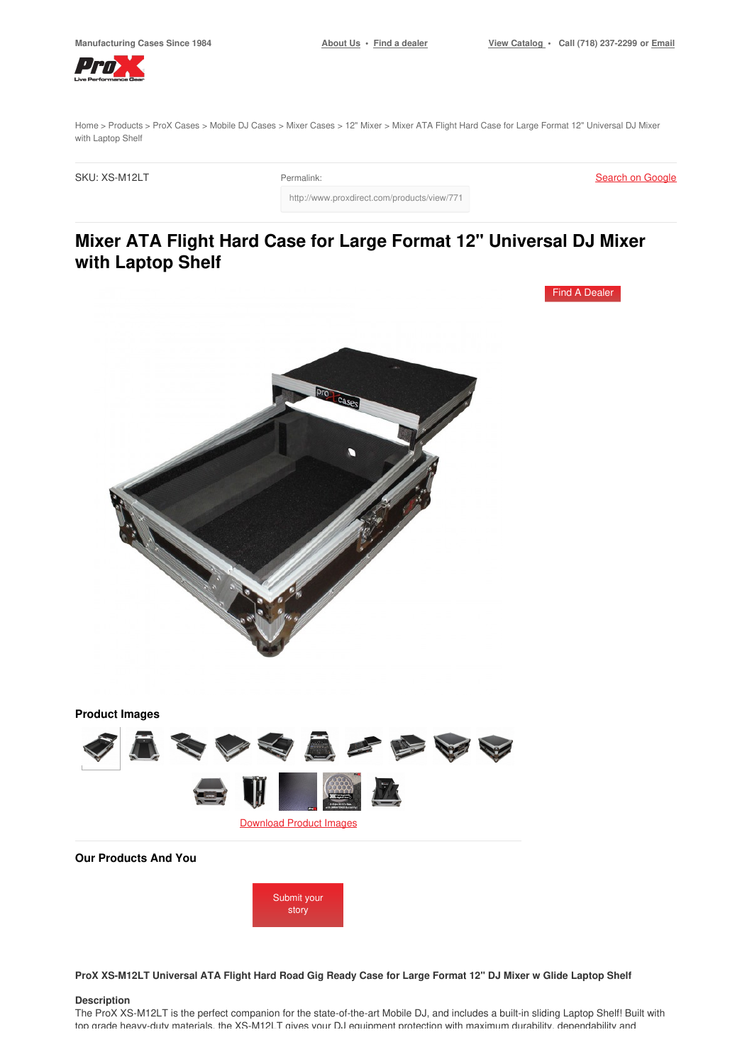Manufacturing Cases Since 1984

About Us • Find a dealer

View Catalog • Call (718) 237-2299 or Email

Home > Products > ProX Cases > Mobile DJ Cases > Mixer Cases > 12" Mixer > Mixer ATA Flight Hard Case for Large Format 12" Universal DJ Mixer with Laptop Shelf

SKU: XS-M12LT

Permalink:

http://www.proxdirect.com/products/view/771

Search on Google

# Mixer ATA Flight Hard Case for Large Format 12" Universal DJ Mixer with Laptop Shelf

Find A Dealer

## Product Images

Download Product Images

## Our Products And You

Submit your story

**ProX XS-M12LT Universal ATA Flight Hard Road Gig Ready Case for Large Format 12" DJ Mixer w Glide Laptop Shelf**

**Description**

The ProX XS-M12LT is the perfect companion for the state-of-the-art Mobile DJ, and includes a built-in sliding Laptop Shelf! Built with top grade heavy-duty materials, the XS-M12LT gives your DJ equipment protection with maximum durability, dependability and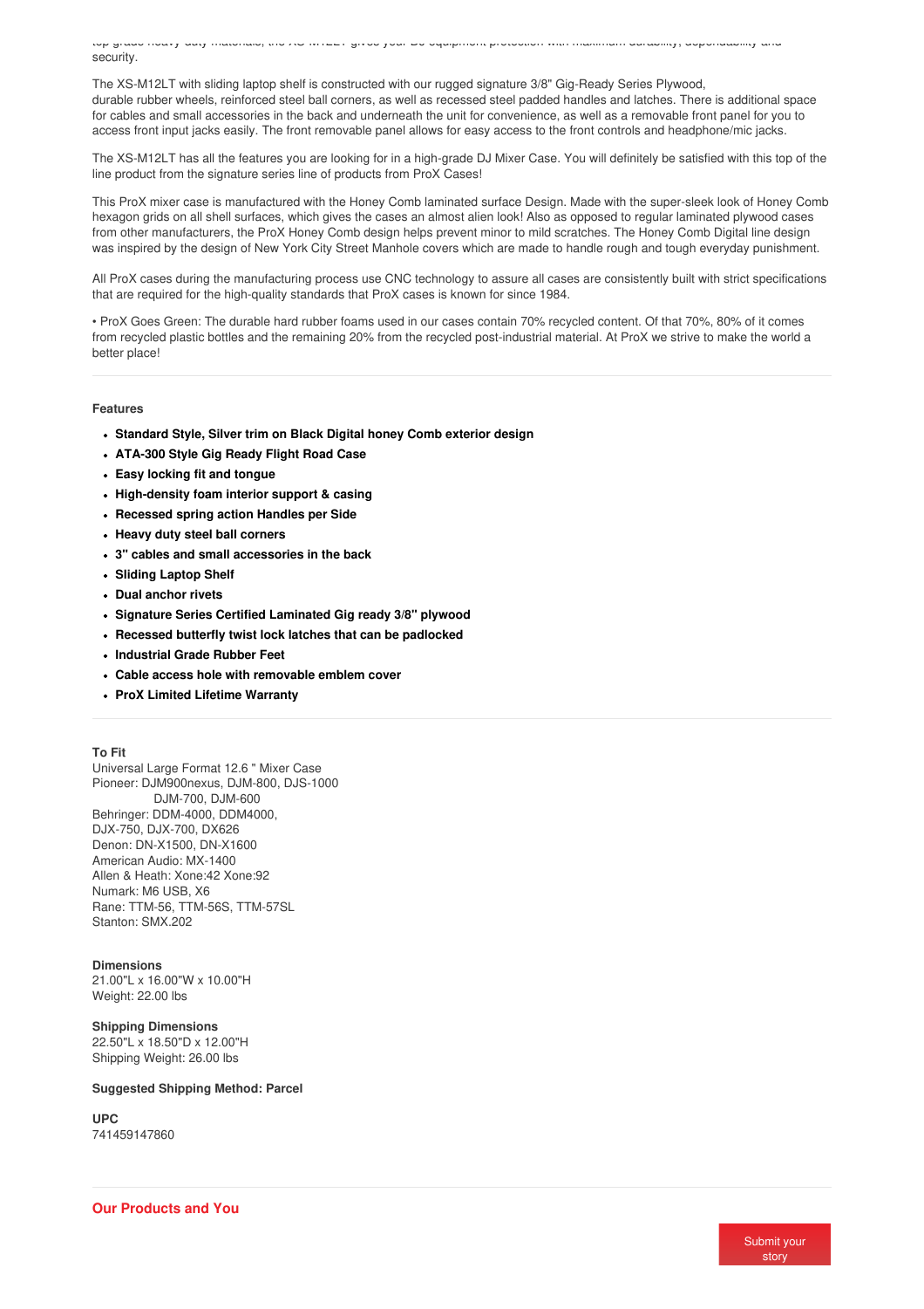top grade heavy duty materials, the XS-M12LT gives your DJ equipment protection with maximum durability, dependability and security.

The XS-M12LT with sliding laptop shelf is constructed with our rugged signature 3/8" Gig-Ready Series Plywood, durable rubber wheels, reinforced steel ball corners, as well as recessed steel padded handles and latches. There is additional space for cables and small accessories in the back and underneath the unit for convenience, as well as a removable front panel for you to access front input jacks easily. The front removable panel allows for easy access to the front controls and headphone/mic jacks.

The XS-M12LT has all the features you are looking for in a high-grade DJ Mixer Case. You will definitely be satisfied with this top of the line product from the signature series line of products from ProX Cases!

This ProX mixer case is manufactured with the Honey Comb laminated surface Design. Made with the super-sleek look of Honey Comb hexagon grids on all shell surfaces, which gives the cases an almost alien look! Also as opposed to regular laminated plywood cases from other manufacturers, the ProX Honey Comb design helps prevent minor to mild scratches. The Honey Comb Digital line design was inspired by the design of New York City Street Manhole covers which are made to handle rough and tough everyday punishment.

All ProX cases during the manufacturing process use CNC technology to assure all cases are consistently built with strict specifications that are required for the high-quality standards that ProX cases is known for since 1984.

• ProX Goes Green: The durable hard rubber foams used in our cases contain 70% recycled content. Of that 70%, 80% of it comes from recycled plastic bottles and the remaining 20% from the recycled post-industrial material. At ProX we strive to make the world a better place!

**Features**

- **Standard Style, Silver trim on Black Digital honey Comb exterior design**
- **ATA-300 Style Gig Ready Flight Road Case**
- **Easy locking fit and tongue**
- **High-density foam interior support & casing**
- **Recessed spring action Handles per Side**
- **Heavy duty steel ball corners**
- **3" cables and small accessories in the back**
- **Sliding Laptop Shelf**
- **Dual anchor rivets**
- **Signature Series Certified Laminated Gig ready 3/8" plywood**
- **Recessed butterfly twist lock latches that can be padlocked**
- **Industrial Grade Rubber Feet**
- **Cable access hole with removable emblem cover**
- **ProX Limited Lifetime Warranty**

**To Fit**

Universal Large Format 12.6 " Mixer Case
Pioneer: DJM900nexus, DJM-800, DJS-1000
DJM-700, DJM-600
Behringer: DDM-4000, DDM4000,
DJX-750, DJX-700, DX626
Denon: DN-X1500, DN-X1600
American Audio: MX-1400
Allen & Heath: Xone:42 Xone:92
Numark: M6 USB, X6
Rane: TTM-56, TTM-56S, TTM-57SL
Stanton: SMX.202

**Dimensions**

21.00"L x 16.00"W x 10.00"H
Weight: 22.00 lbs

**Shipping Dimensions**

22.50"L x 18.50"D x 12.00"H
Shipping Weight: 26.00 lbs

**Suggested Shipping Method: Parcel**

**UPC**

741459147860

## Our Products and You

Submit your story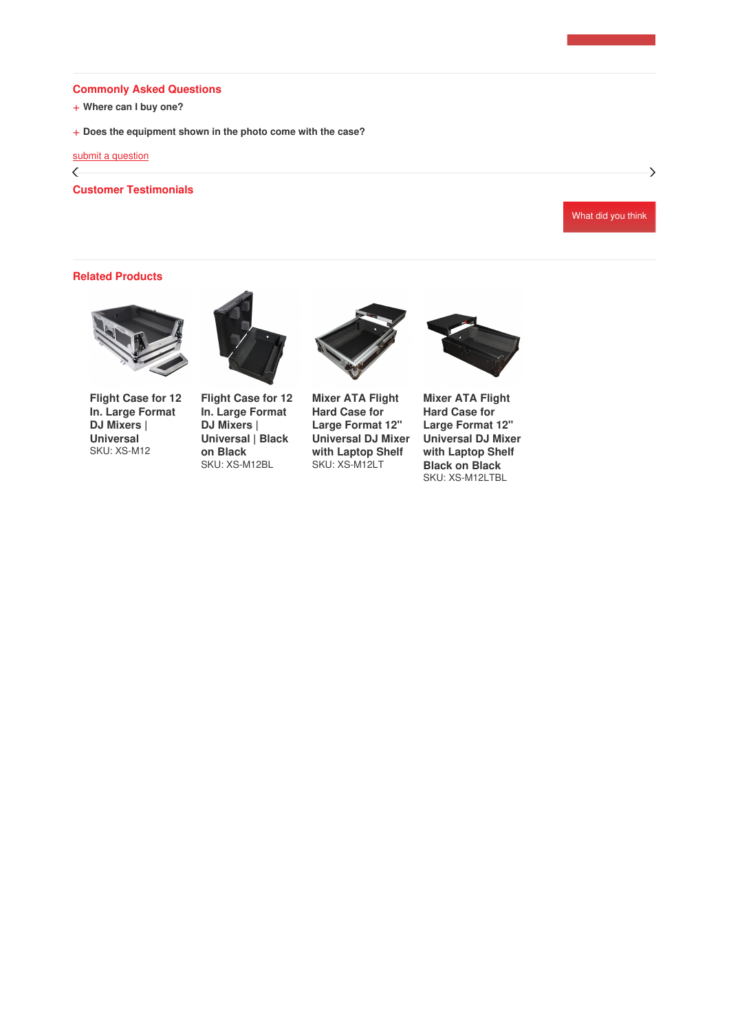## Commonly Asked Questions

+ Where can I buy one?

+ Does the equipment shown in the photo come with the case?

submit a question

## Customer Testimonials

What did you think

## Related Products

**Flight Case for 12 In. Large Format DJ Mixers | Universal**
SKU: XS-M12

**Flight Case for 12 In. Large Format DJ Mixers | Universal | Black on Black**
SKU: XS-M12BL

**Mixer ATA Flight Hard Case for Large Format 12" Universal DJ Mixer with Laptop Shelf**
SKU: XS-M12LT

**Mixer ATA Flight Hard Case for Large Format 12" Universal DJ Mixer with Laptop Shelf Black on Black**
SKU: XS-M12LTBL